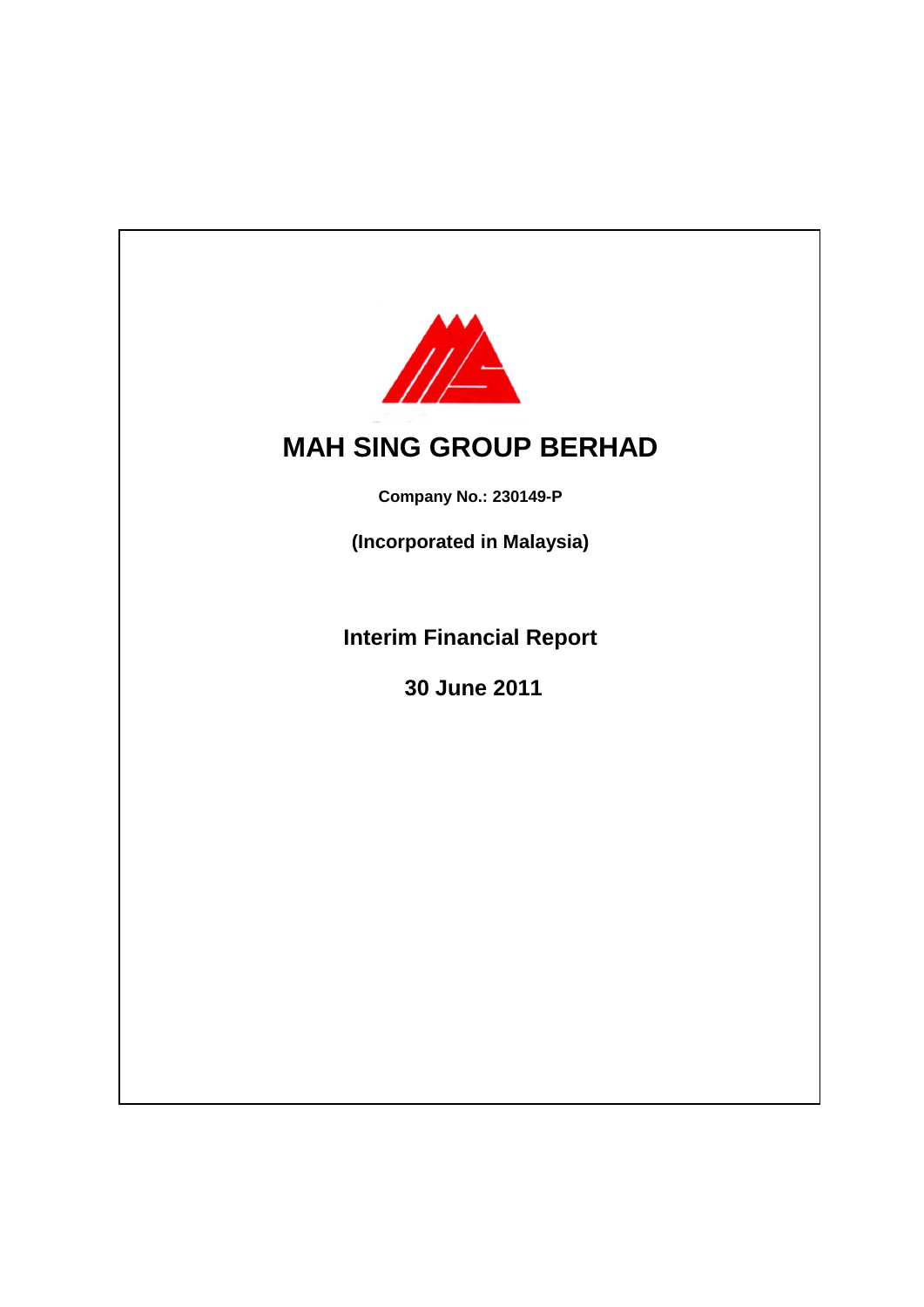# MAH SING GROUP BERHAD

**Company No.: 230149-P**

**(Incorporated in Malaysia)**

## Interim Financial Report

## 30 June 2011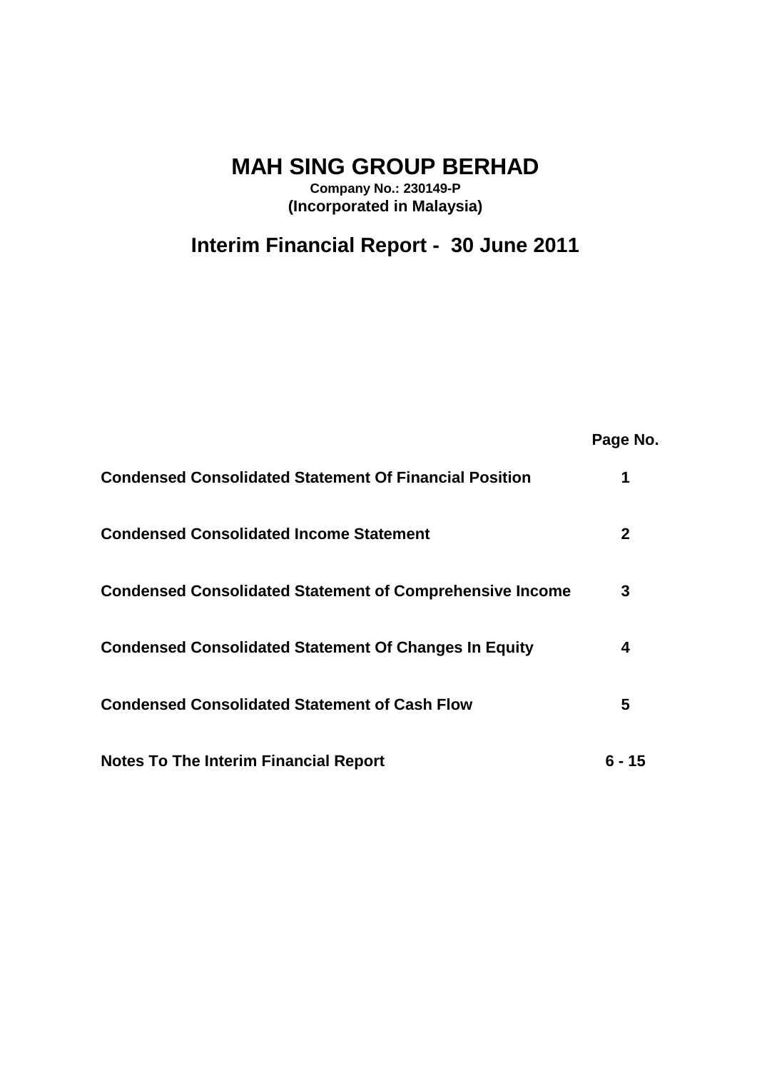# MAH SING GROUP BERHAD

**Company No.: 230149-P**
**(Incorporated in Malaysia)**

## Interim Financial Report - 30 June 2011

| | Page No. |
|---|---|
| **Condensed Consolidated Statement Of Financial Position** | **1** |
| **Condensed Consolidated Income Statement** | **2** |
| **Condensed Consolidated Statement of Comprehensive Income** | **3** |
| **Condensed Consolidated Statement Of Changes In Equity** | **4** |
| **Condensed Consolidated Statement of Cash Flow** | **5** |
| **Notes To The Interim Financial Report** | **6 - 15** |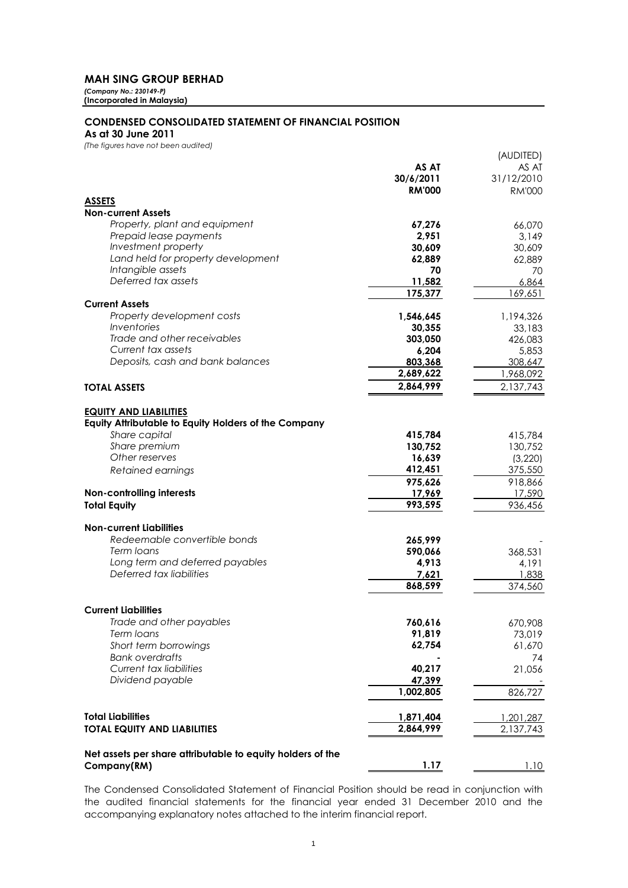# MAH SING GROUP BERHAD

*(Company No.: 230149-P)*
**(Incorporated in Malaysia)**

## CONDENSED CONSOLIDATED STATEMENT OF FINANCIAL POSITION

**As at 30 June 2011**

*(The figures have not been audited)*

| | AS AT 30/6/2011 RM'000 | (AUDITED) AS AT 31/12/2010 RM'000 |
|---|---|---|
| **ASSETS** | | |
| **Non-current Assets** | | |
| *Property, plant and equipment* | **67,276** | 66,070 |
| *Prepaid lease payments* | **2,951** | 3,149 |
| *Investment property* | **30,609** | 30,609 |
| *Land held for property development* | **62,889** | 62,889 |
| *Intangible assets* | **70** | 70 |
| *Deferred tax assets* | **11,582** | 6,864 |
| | **175,377** | 169,651 |
| **Current Assets** | | |
| *Property development costs* | **1,546,645** | 1,194,326 |
| *Inventories* | **30,355** | 33,183 |
| *Trade and other receivables* | **303,050** | 426,083 |
| *Current tax assets* | **6,204** | 5,853 |
| *Deposits, cash and bank balances* | **803,368** | 308,647 |
| | **2,689,622** | 1,968,092 |
| **TOTAL ASSETS** | **2,864,999** | 2,137,743 |
| | | |
| **EQUITY AND LIABILITIES** | | |
| **Equity Attributable to Equity Holders of the Company** | | |
| *Share capital* | **415,784** | 415,784 |
| *Share premium* | **130,752** | 130,752 |
| *Other reserves* | **16,639** | (3,220) |
| *Retained earnings* | **412,451** | 375,550 |
| | **975,626** | 918,866 |
| **Non-controlling interests** | **17,969** | 17,590 |
| **Total Equity** | **993,595** | 936,456 |
| | | |
| **Non-current Liabilities** | | |
| *Redeemable convertible bonds* | **265,999** | - |
| *Term loans* | **590,066** | 368,531 |
| *Long term and deferred payables* | **4,913** | 4,191 |
| *Deferred tax liabilities* | **7,621** | 1,838 |
| | **868,599** | 374,560 |
| | | |
| **Current Liabilities** | | |
| *Trade and other payables* | **760,616** | 670,908 |
| *Term loans* | **91,819** | 73,019 |
| *Short term borrowings* | **62,754** | 61,670 |
| *Bank overdrafts* | **-** | 74 |
| *Current tax liabilities* | **40,217** | 21,056 |
| *Dividend payable* | **47,399** | - |
| | **1,002,805** | 826,727 |
| | | |
| **Total Liabilities** | **1,871,404** | 1,201,287 |
| **TOTAL EQUITY AND LIABILITIES** | **2,864,999** | 2,137,743 |
| | | |
| **Net assets per share attributable to equity holders of the Company(RM)** | **1.17** | 1.10 |

The Condensed Consolidated Statement of Financial Position should be read in conjunction with the audited financial statements for the financial year ended 31 December 2010 and the accompanying explanatory notes attached to the interim financial report.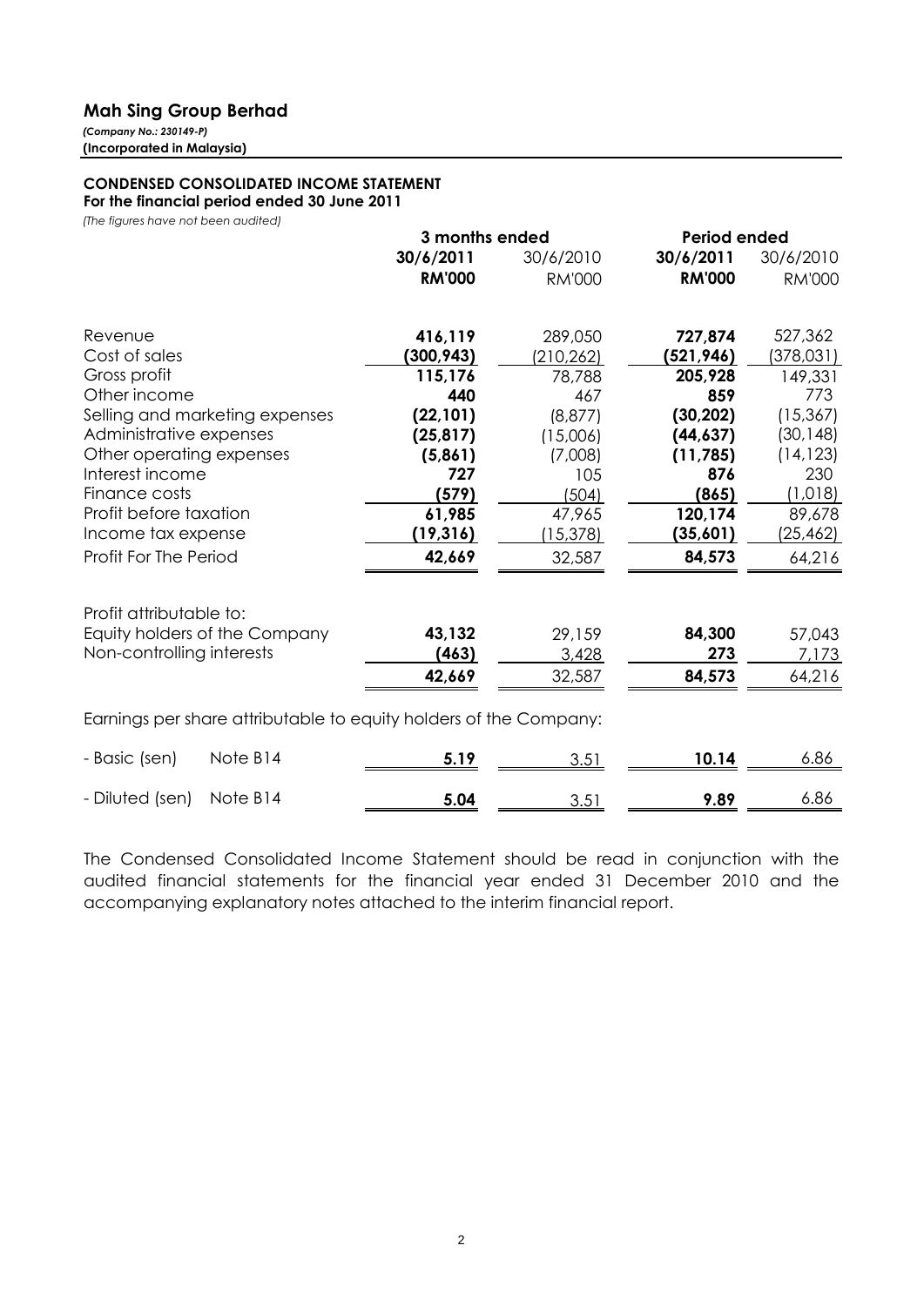## Mah Sing Group Berhad

*(Company No.: 230149-P)*
**(Incorporated in Malaysia)**

### CONDENSED CONSOLIDATED INCOME STATEMENT

**For the financial period ended 30 June 2011**

*(The figures have not been audited)*

| | 3 months ended | | Period ended | |
|---|---|---|---|---|
| | **30/6/2011** | 30/6/2010 | **30/6/2011** | 30/6/2010 |
| | **RM'000** | RM'000 | **RM'000** | RM'000 |
| Revenue | **416,119** | 289,050 | **727,874** | 527,362 |
| Cost of sales | **(300,943)** | (210,262) | **(521,946)** | (378,031) |
| Gross profit | **115,176** | 78,788 | **205,928** | 149,331 |
| Other income | **440** | 467 | **859** | 773 |
| Selling and marketing expenses | **(22,101)** | (8,877) | **(30,202)** | (15,367) |
| Administrative expenses | **(25,817)** | (15,006) | **(44,637)** | (30,148) |
| Other operating expenses | **(5,861)** | (7,008) | **(11,785)** | (14,123) |
| Interest income | **727** | 105 | **876** | 230 |
| Finance costs | **(579)** | (504) | **(865)** | (1,018) |
| Profit before taxation | **61,985** | 47,965 | **120,174** | 89,678 |
| Income tax expense | **(19,316)** | (15,378) | **(35,601)** | (25,462) |
| Profit For The Period | **42,669** | 32,587 | **84,573** | 64,216 |
| | | | | |
| Profit attributable to: | | | | |
| Equity holders of the Company | **43,132** | 29,159 | **84,300** | 57,043 |
| Non-controlling interests | **(463)** | 3,428 | **273** | 7,173 |
| | **42,669** | 32,587 | **84,573** | 64,216 |
| | | | | |
| Earnings per share attributable to equity holders of the Company: | | | | |
| - Basic (sen) Note B14 | **5.19** | 3.51 | **10.14** | 6.86 |
| - Diluted (sen) Note B14 | **5.04** | 3.51 | **9.89** | 6.86 |

The Condensed Consolidated Income Statement should be read in conjunction with the audited financial statements for the financial year ended 31 December 2010 and the accompanying explanatory notes attached to the interim financial report.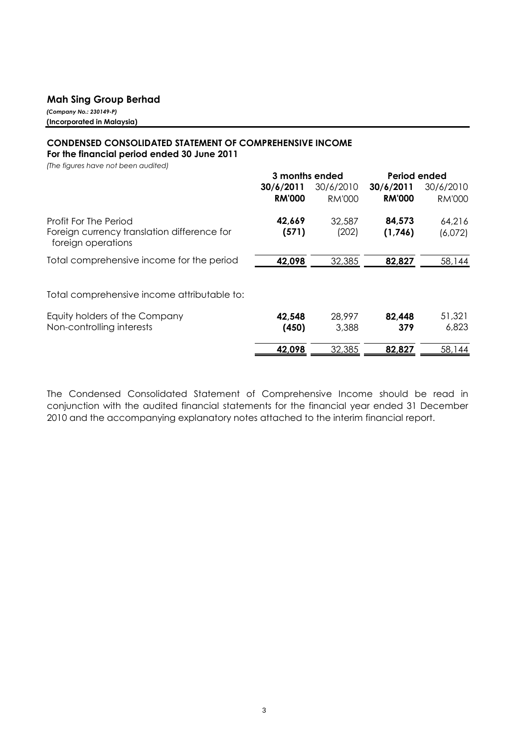## Mah Sing Group Berhad

***(Company No.: 230149-P)***
**(Incorporated in Malaysia)**

### CONDENSED CONSOLIDATED STATEMENT OF COMPREHENSIVE INCOME
**For the financial period ended 30 June 2011**

*(The figures have not been audited)*

| | 3 months ended | | Period ended | |
|---|---|---|---|---|
| | **30/6/2011** | 30/6/2010 | **30/6/2011** | 30/6/2010 |
| | **RM'000** | RM'000 | **RM'000** | RM'000 |
| Profit For The Period | **42,669** | 32,587 | **84,573** | 64,216 |
| Foreign currency translation difference for foreign operations | **(571)** | (202) | **(1,746)** | (6,072) |
| Total comprehensive income for the period | **42,098** | 32,385 | **82,827** | 58,144 |
| | | | | |
| Total comprehensive income attributable to: | | | | |
| Equity holders of the Company | **42,548** | 28,997 | **82,448** | 51,321 |
| Non-controlling interests | **(450)** | 3,388 | **379** | 6,823 |
| | **42,098** | 32,385 | **82,827** | 58,144 |

The Condensed Consolidated Statement of Comprehensive Income should be read in conjunction with the audited financial statements for the financial year ended 31 December 2010 and the accompanying explanatory notes attached to the interim financial report.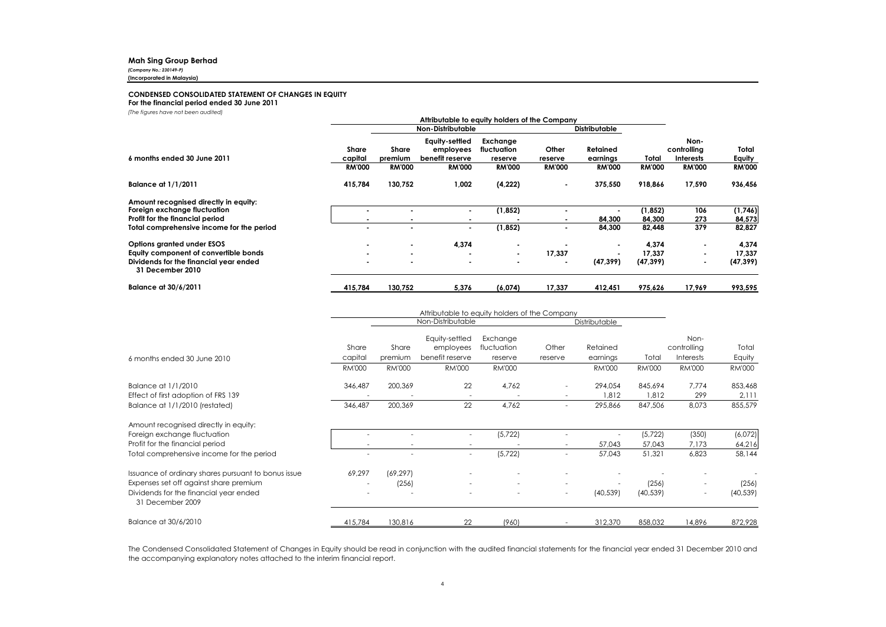**Mah Sing Group Berhad**
*(Company No.: 230149-P)*
**(Incorporated in Malaysia)**

**CONDENSED CONSOLIDATED STATEMENT OF CHANGES IN EQUITY**
**For the financial period ended 30 June 2011**
*(The figures have not been audited)*

| | Attributable to equity holders of the Company | | | | | | | | |
|---|---|---|---|---|---|---|---|---|---|
| | | Non-Distributable | | | | Distributable | | | |
| **6 months ended 30 June 2011** | **Share capital** | **Share premium** | **Equity-settled employees benefit reserve** | **Exchange fluctuation reserve** | **Other reserve** | **Retained earnings** | **Total** | **Non-controlling Interests** | **Total Equity** |
| | **RM'000** | **RM'000** | **RM'000** | **RM'000** | **RM'000** | **RM'000** | **RM'000** | **RM'000** | **RM'000** |
| **Balance at 1/1/2011** | **415,784** | **130,752** | **1,002** | **(4,222)** | **-** | **375,550** | **918,866** | **17,590** | **936,456** |
| **Amount recognised directly in equity:** | | | | | | | | | |
| **Foreign exchange fluctuation** | **-** | **-** | **-** | **(1,852)** | **-** | **-** | **(1,852)** | **106** | **(1,746)** |
| **Profit for the financial period** | **-** | **-** | **-** | **-** | **-** | **84,300** | **84,300** | **273** | **84,573** |
| **Total comprehensive income for the period** | **-** | **-** | **-** | **(1,852)** | **-** | **84,300** | **82,448** | **379** | **82,827** |
| **Options granted under ESOS** | **-** | **-** | **4,374** | **-** | **-** | **-** | **4,374** | **-** | **4,374** |
| **Equity component of convertible bonds** | **-** | **-** | **-** | **-** | **17,337** | **-** | **17,337** | **-** | **17,337** |
| **Dividends for the financial year ended 31 December 2010** | **-** | **-** | **-** | **-** | **-** | **(47,399)** | **(47,399)** | **-** | **(47,399)** |
| **Balance at 30/6/2011** | **415,784** | **130,752** | **5,376** | **(6,074)** | **17,337** | **412,451** | **975,626** | **17,969** | **993,595** |

| | Attributable to equity holders of the Company | | | | | | | | |
|---|---|---|---|---|---|---|---|---|---|
| | | Non-Distributable | | | | Distributable | | | |
| 6 months ended 30 June 2010 | Share capital | Share premium | Equity-settled employees benefit reserve | Exchange fluctuation reserve | Other reserve | Retained earnings | Total | Non-controlling Interests | Total Equity |
| | RM'000 | RM'000 | RM'000 | RM'000 | | RM'000 | RM'000 | RM'000 | RM'000 |
| Balance at 1/1/2010 | 346,487 | 200,369 | 22 | 4,762 | - | 294,054 | 845,694 | 7,774 | 853,468 |
| Effect of first adoption of FRS 139 | - | - | - | - | - | 1,812 | 1,812 | 299 | 2,111 |
| Balance at 1/1/2010 (restated) | 346,487 | 200,369 | 22 | 4,762 | - | 295,866 | 847,506 | 8,073 | 855,579 |
| Amount recognised directly in equity: | | | | | | | | | |
| Foreign exchange fluctuation | - | - | - | (5,722) | - | - | (5,722) | (350) | (6,072) |
| Profit for the financial period | - | - | - | - | - | 57,043 | 57,043 | 7,173 | 64,216 |
| Total comprehensive income for the period | - | - | - | (5,722) | - | 57,043 | 51,321 | 6,823 | 58,144 |
| Issuance of ordinary shares pursuant to bonus issue | 69,297 | (69,297) | - | - | - | - | - | - | - |
| Expenses set off against share premium | - | (256) | - | - | - | - | (256) | - | (256) |
| Dividends for the financial year ended 31 December 2009 | - | - | - | - | - | (40,539) | (40,539) | - | (40,539) |
| Balance at 30/6/2010 | 415,784 | 130,816 | 22 | (960) | - | 312,370 | 858,032 | 14,896 | 872,928 |

The Condensed Consolidated Statement of Changes in Equity should be read in conjunction with the audited financial statements for the financial year ended 31 December 2010 and the accompanying explanatory notes attached to the interim financial report.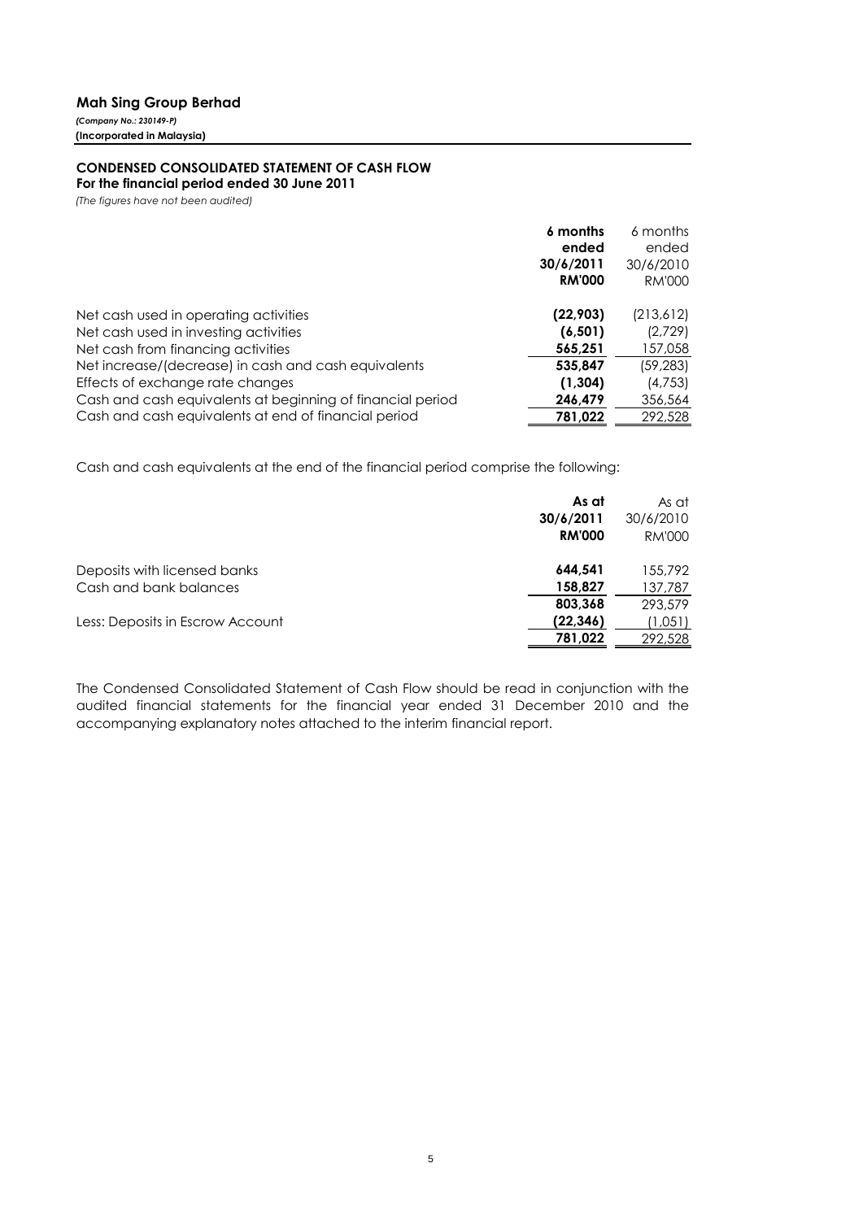**Mah Sing Group Berhad**

*(Company No.: 230149-P)*

**(Incorporated in Malaysia)**

**CONDENSED CONSOLIDATED STATEMENT OF CASH FLOW**

**For the financial period ended 30 June 2011**

*(The figures have not been audited)*

| | **6 months ended 30/6/2011 RM'000** | 6 months ended 30/6/2010 RM'000 |
|---|---|---|
| Net cash used in operating activities | **(22,903)** | (213,612) |
| Net cash used in investing activities | **(6,501)** | (2,729) |
| Net cash from financing activities | **565,251** | 157,058 |
| Net increase/(decrease) in cash and cash equivalents | **535,847** | (59,283) |
| Effects of exchange rate changes | **(1,304)** | (4,753) |
| Cash and cash equivalents at beginning of financial period | **246,479** | 356,564 |
| Cash and cash equivalents at end of financial period | **781,022** | 292,528 |

Cash and cash equivalents at the end of the financial period comprise the following:

| | **As at 30/6/2011 RM'000** | As at 30/6/2010 RM'000 |
|---|---|---|
| Deposits with licensed banks | **644,541** | 155,792 |
| Cash and bank balances | **158,827** | 137,787 |
| | **803,368** | 293,579 |
| Less: Deposits in Escrow Account | **(22,346)** | (1,051) |
| | **781,022** | 292,528 |

The Condensed Consolidated Statement of Cash Flow should be read in conjunction with the audited financial statements for the financial year ended 31 December 2010 and the accompanying explanatory notes attached to the interim financial report.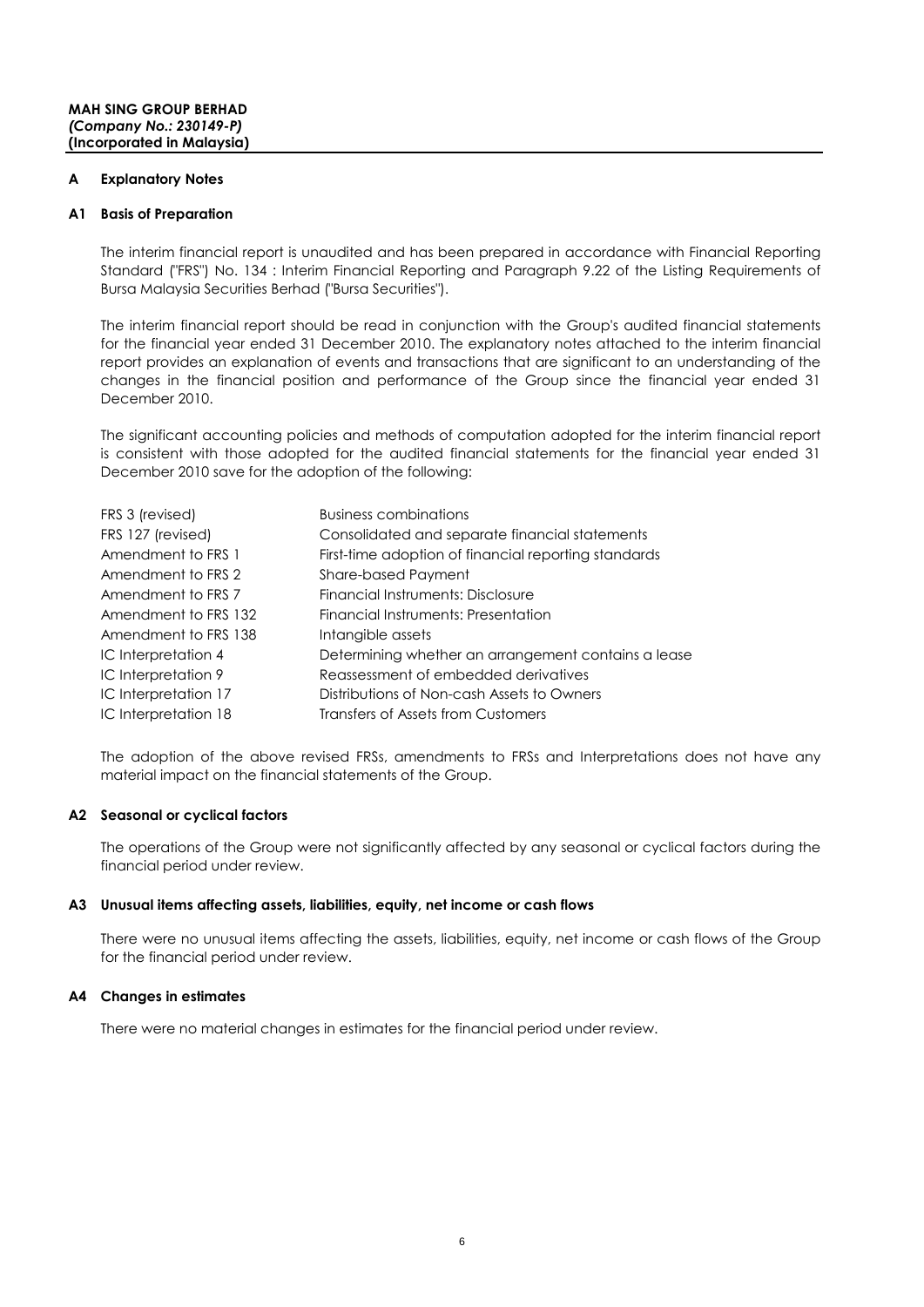**MAH SING GROUP BERHAD**
***(Company No.: 230149-P)***
**(Incorporated in Malaysia)**

## A Explanatory Notes

### A1 Basis of Preparation

The interim financial report is unaudited and has been prepared in accordance with Financial Reporting Standard ("FRS") No. 134 : Interim Financial Reporting and Paragraph 9.22 of the Listing Requirements of Bursa Malaysia Securities Berhad ("Bursa Securities").

The interim financial report should be read in conjunction with the Group's audited financial statements for the financial year ended 31 December 2010. The explanatory notes attached to the interim financial report provides an explanation of events and transactions that are significant to an understanding of the changes in the financial position and performance of the Group since the financial year ended 31 December 2010.

The significant accounting policies and methods of computation adopted for the interim financial report is consistent with those adopted for the audited financial statements for the financial year ended 31 December 2010 save for the adoption of the following:

| | |
|---|---|
| FRS 3 (revised) | Business combinations |
| FRS 127 (revised) | Consolidated and separate financial statements |
| Amendment to FRS 1 | First-time adoption of financial reporting standards |
| Amendment to FRS 2 | Share-based Payment |
| Amendment to FRS 7 | Financial Instruments: Disclosure |
| Amendment to FRS 132 | Financial Instruments: Presentation |
| Amendment to FRS 138 | Intangible assets |
| IC Interpretation 4 | Determining whether an arrangement contains a lease |
| IC Interpretation 9 | Reassessment of embedded derivatives |
| IC Interpretation 17 | Distributions of Non-cash Assets to Owners |
| IC Interpretation 18 | Transfers of Assets from Customers |

The adoption of the above revised FRSs, amendments to FRSs and Interpretations does not have any material impact on the financial statements of the Group.

### A2 Seasonal or cyclical factors

The operations of the Group were not significantly affected by any seasonal or cyclical factors during the financial period under review.

### A3 Unusual items affecting assets, liabilities, equity, net income or cash flows

There were no unusual items affecting the assets, liabilities, equity, net income or cash flows of the Group for the financial period under review.

### A4 Changes in estimates

There were no material changes in estimates for the financial period under review.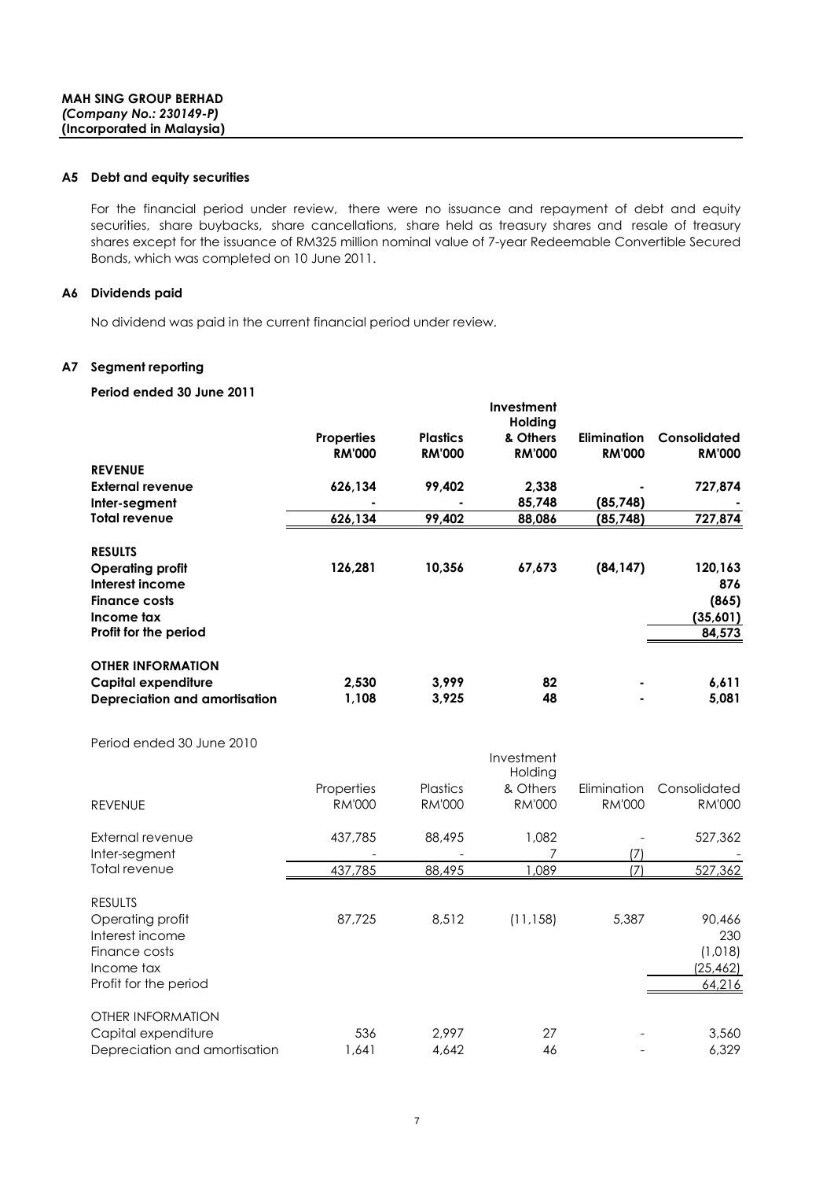**MAH SING GROUP BERHAD**
***(Company No.: 230149-P)***
**(Incorporated in Malaysia)**

### A5 Debt and equity securities

For the financial period under review, there were no issuance and repayment of debt and equity securities, share buybacks, share cancellations, share held as treasury shares and resale of treasury shares except for the issuance of RM325 million nominal value of 7-year Redeemable Convertible Secured Bonds, which was completed on 10 June 2011.

### A6 Dividends paid

No dividend was paid in the current financial period under review.

### A7 Segment reporting

**Period ended 30 June 2011**

| | Properties RM'000 | Plastics RM'000 | Investment Holding & Others RM'000 | Elimination RM'000 | Consolidated RM'000 |
|---|---|---|---|---|---|
| **REVENUE** | | | | | |
| **External revenue** | 626,134 | 99,402 | 2,338 | - | 727,874 |
| **Inter-segment** | - | - | 85,748 | (85,748) | - |
| **Total revenue** | 626,134 | 99,402 | 88,086 | (85,748) | 727,874 |
| **RESULTS** | | | | | |
| **Operating profit** | 126,281 | 10,356 | 67,673 | (84,147) | 120,163 |
| **Interest income** | | | | | 876 |
| **Finance costs** | | | | | (865) |
| **Income tax** | | | | | (35,601) |
| **Profit for the period** | | | | | 84,573 |
| **OTHER INFORMATION** | | | | | |
| **Capital expenditure** | 2,530 | 3,999 | 82 | - | 6,611 |
| **Depreciation and amortisation** | 1,108 | 3,925 | 48 | - | 5,081 |

Period ended 30 June 2010

| | Properties RM'000 | Plastics RM'000 | Investment Holding & Others RM'000 | Elimination RM'000 | Consolidated RM'000 |
|---|---|---|---|---|---|
| REVENUE | | | | | |
| External revenue | 437,785 | 88,495 | 1,082 | - | 527,362 |
| Inter-segment | - | - | 7 | (7) | - |
| Total revenue | 437,785 | 88,495 | 1,089 | (7) | 527,362 |
| RESULTS | | | | | |
| Operating profit | 87,725 | 8,512 | (11,158) | 5,387 | 90,466 |
| Interest income | | | | | 230 |
| Finance costs | | | | | (1,018) |
| Income tax | | | | | (25,462) |
| Profit for the period | | | | | 64,216 |
| OTHER INFORMATION | | | | | |
| Capital expenditure | 536 | 2,997 | 27 | - | 3,560 |
| Depreciation and amortisation | 1,641 | 4,642 | 46 | - | 6,329 |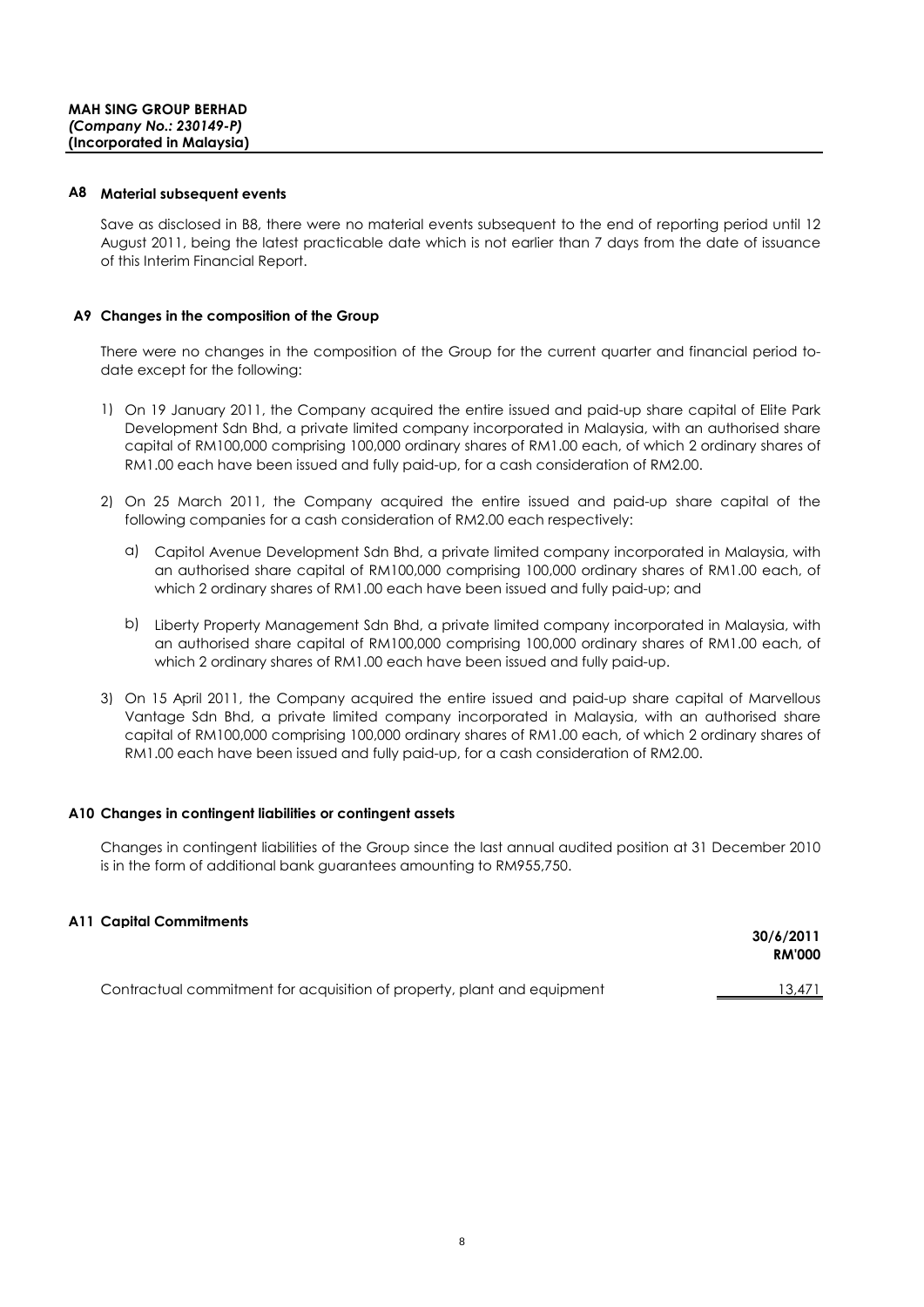## A8 Material subsequent events

Save as disclosed in B8, there were no material events subsequent to the end of reporting period until 12 August 2011, being the latest practicable date which is not earlier than 7 days from the date of issuance of this Interim Financial Report.

## A9 Changes in the composition of the Group

There were no changes in the composition of the Group for the current quarter and financial period to-date except for the following:

1) On 19 January 2011, the Company acquired the entire issued and paid-up share capital of Elite Park Development Sdn Bhd, a private limited company incorporated in Malaysia, with an authorised share capital of RM100,000 comprising 100,000 ordinary shares of RM1.00 each, of which 2 ordinary shares of RM1.00 each have been issued and fully paid-up, for a cash consideration of RM2.00.

2) On 25 March 2011, the Company acquired the entire issued and paid-up share capital of the following companies for a cash consideration of RM2.00 each respectively:

   a) Capitol Avenue Development Sdn Bhd, a private limited company incorporated in Malaysia, with an authorised share capital of RM100,000 comprising 100,000 ordinary shares of RM1.00 each, of which 2 ordinary shares of RM1.00 each have been issued and fully paid-up; and

   b) Liberty Property Management Sdn Bhd, a private limited company incorporated in Malaysia, with an authorised share capital of RM100,000 comprising 100,000 ordinary shares of RM1.00 each, of which 2 ordinary shares of RM1.00 each have been issued and fully paid-up.

3) On 15 April 2011, the Company acquired the entire issued and paid-up share capital of Marvellous Vantage Sdn Bhd, a private limited company incorporated in Malaysia, with an authorised share capital of RM100,000 comprising 100,000 ordinary shares of RM1.00 each, of which 2 ordinary shares of RM1.00 each have been issued and fully paid-up, for a cash consideration of RM2.00.

## A10 Changes in contingent liabilities or contingent assets

Changes in contingent liabilities of the Group since the last annual audited position at 31 December 2010 is in the form of additional bank guarantees amounting to RM955,750.

## A11 Capital Commitments

| | 30/6/2011 RM'000 |
|---|---|
| Contractual commitment for acquisition of property, plant and equipment | 13,471 |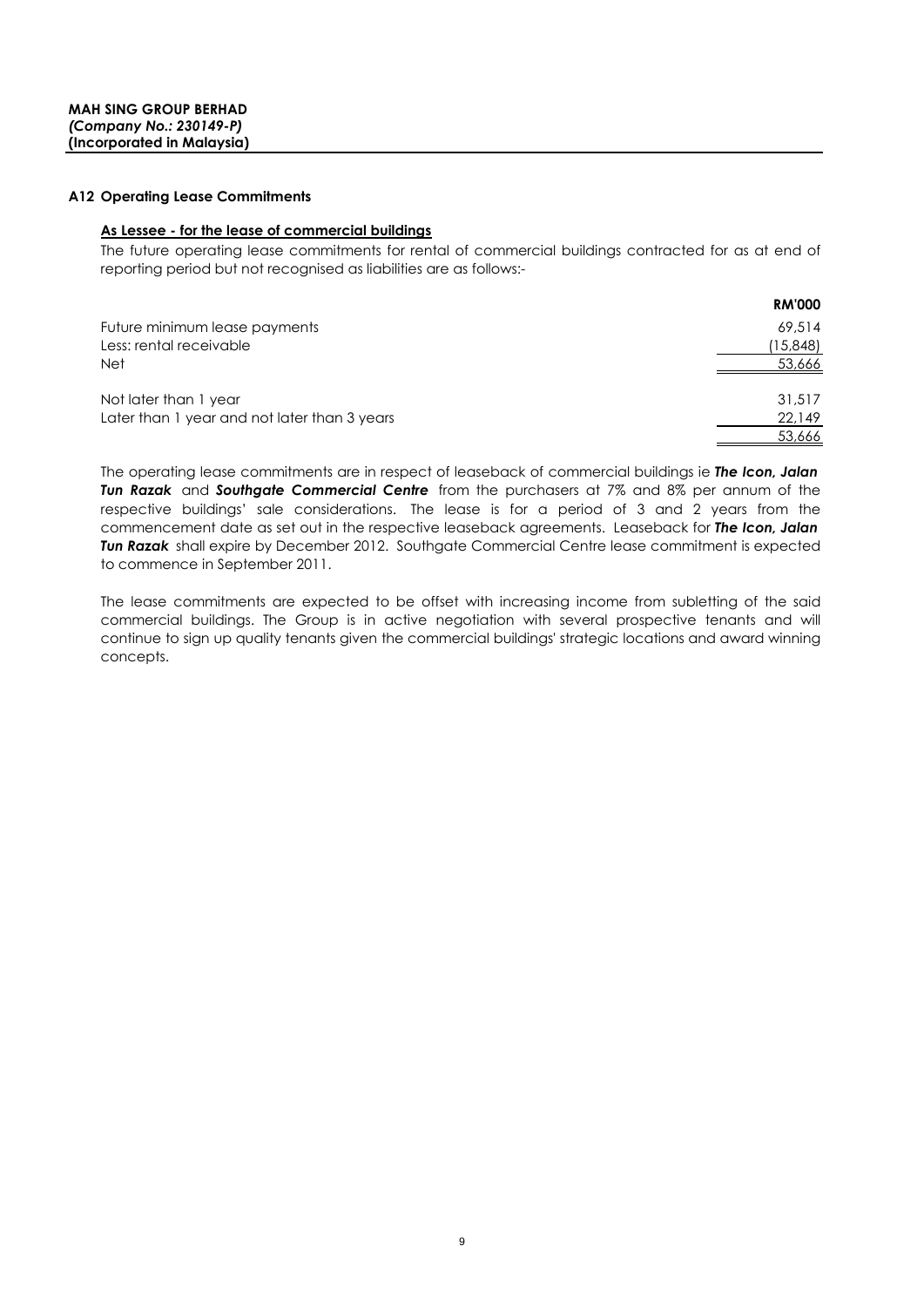**MAH SING GROUP BERHAD**
***(Company No.: 230149-P)***
**(Incorporated in Malaysia)**

### A12 Operating Lease Commitments

**As Lessee - for the lease of commercial buildings**

The future operating lease commitments for rental of commercial buildings contracted for as at end of reporting period but not recognised as liabilities are as follows:-

| | **RM'000** |
|---|---|
| Future minimum lease payments | 69,514 |
| Less: rental receivable | (15,848) |
| Net | 53,666 |
| | |
| Not later than 1 year | 31,517 |
| Later than 1 year and not later than 3 years | 22,149 |
| | 53,666 |

The operating lease commitments are in respect of leaseback of commercial buildings ie ***The Icon, Jalan Tun Razak*** and ***Southgate Commercial Centre*** from the purchasers at 7% and 8% per annum of the respective buildings' sale considerations. The lease is for a period of 3 and 2 years from the commencement date as set out in the respective leaseback agreements. Leaseback for ***The Icon, Jalan Tun Razak*** shall expire by December 2012. Southgate Commercial Centre lease commitment is expected to commence in September 2011.

The lease commitments are expected to be offset with increasing income from subletting of the said commercial buildings. The Group is in active negotiation with several prospective tenants and will continue to sign up quality tenants given the commercial buildings' strategic locations and award winning concepts.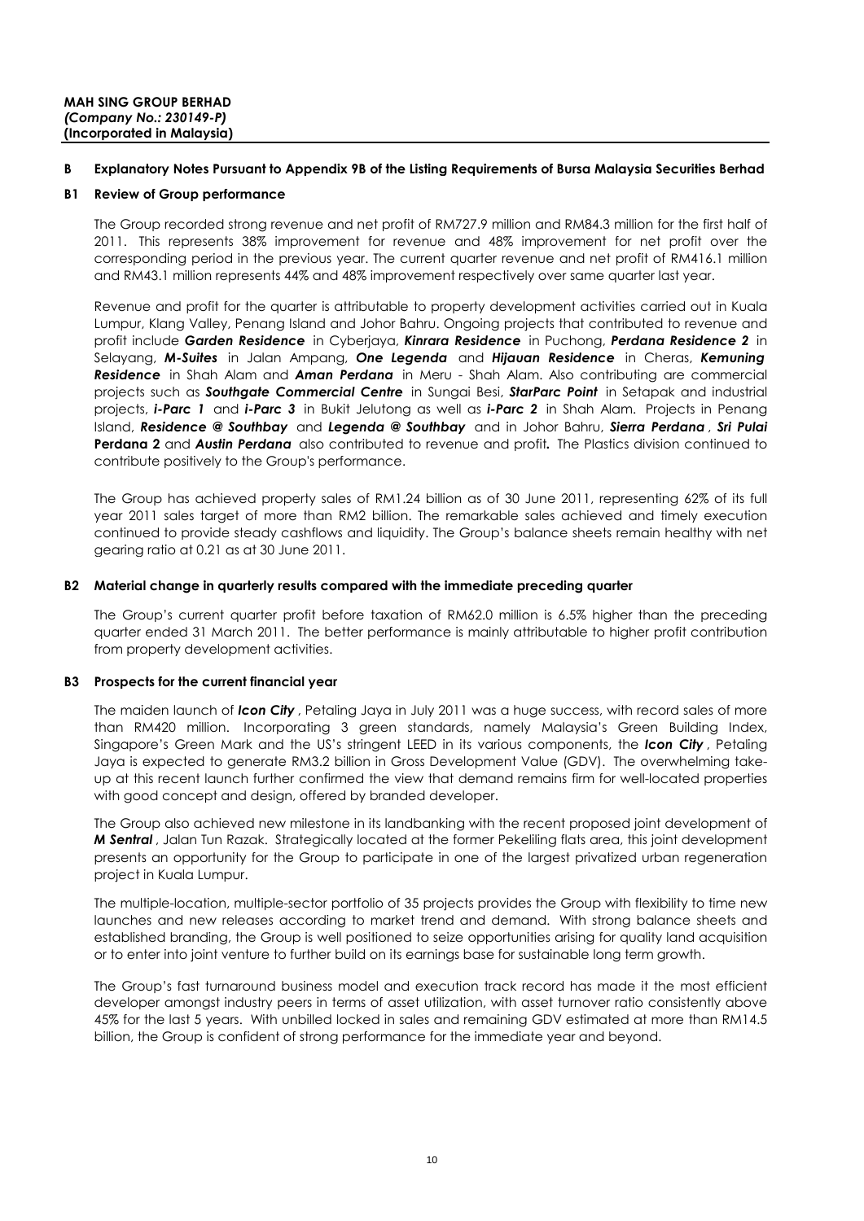**MAH SING GROUP BERHAD**
***(Company No.: 230149-P)***
**(Incorporated in Malaysia)**

## B Explanatory Notes Pursuant to Appendix 9B of the Listing Requirements of Bursa Malaysia Securities Berhad

### B1 Review of Group performance

The Group recorded strong revenue and net profit of RM727.9 million and RM84.3 million for the first half of 2011. This represents 38% improvement for revenue and 48% improvement for net profit over the corresponding period in the previous year. The current quarter revenue and net profit of RM416.1 million and RM43.1 million represents 44% and 48% improvement respectively over same quarter last year.

Revenue and profit for the quarter is attributable to property development activities carried out in Kuala Lumpur, Klang Valley, Penang Island and Johor Bahru. Ongoing projects that contributed to revenue and profit include ***Garden Residence*** in Cyberjaya, ***Kinrara Residence*** in Puchong, ***Perdana Residence 2*** in Selayang, ***M-Suites*** in Jalan Ampang, ***One Legenda*** and ***Hijauan Residence*** in Cheras, ***Kemuning Residence*** in Shah Alam and ***Aman Perdana*** in Meru - Shah Alam. Also contributing are commercial projects such as ***Southgate Commercial Centre*** in Sungai Besi, ***StarParc Point*** in Setapak and industrial projects, ***i-Parc 1*** and ***i-Parc 3*** in Bukit Jelutong as well as ***i-Parc 2*** in Shah Alam. Projects in Penang Island, ***Residence @ Southbay*** and ***Legenda @ Southbay*** and in Johor Bahru, ***Sierra Perdana***, ***Sri Pulai* Perdana 2** and ***Austin Perdana*** also contributed to revenue and profit***.*** The Plastics division continued to contribute positively to the Group's performance.

The Group has achieved property sales of RM1.24 billion as of 30 June 2011, representing 62% of its full year 2011 sales target of more than RM2 billion. The remarkable sales achieved and timely execution continued to provide steady cashflows and liquidity. The Group's balance sheets remain healthy with net gearing ratio at 0.21 as at 30 June 2011.

### B2 Material change in quarterly results compared with the immediate preceding quarter

The Group's current quarter profit before taxation of RM62.0 million is 6.5% higher than the preceding quarter ended 31 March 2011. The better performance is mainly attributable to higher profit contribution from property development activities.

### B3 Prospects for the current financial year

The maiden launch of ***Icon City***, Petaling Jaya in July 2011 was a huge success, with record sales of more than RM420 million. Incorporating 3 green standards, namely Malaysia's Green Building Index, Singapore's Green Mark and the US's stringent LEED in its various components, the ***Icon City***, Petaling Jaya is expected to generate RM3.2 billion in Gross Development Value (GDV). The overwhelming take-up at this recent launch further confirmed the view that demand remains firm for well-located properties with good concept and design, offered by branded developer.

The Group also achieved new milestone in its landbanking with the recent proposed joint development of ***M Sentral***, Jalan Tun Razak. Strategically located at the former Pekeliling flats area, this joint development presents an opportunity for the Group to participate in one of the largest privatized urban regeneration project in Kuala Lumpur.

The multiple-location, multiple-sector portfolio of 35 projects provides the Group with flexibility to time new launches and new releases according to market trend and demand. With strong balance sheets and established branding, the Group is well positioned to seize opportunities arising for quality land acquisition or to enter into joint venture to further build on its earnings base for sustainable long term growth.

The Group's fast turnaround business model and execution track record has made it the most efficient developer amongst industry peers in terms of asset utilization, with asset turnover ratio consistently above 45% for the last 5 years. With unbilled locked in sales and remaining GDV estimated at more than RM14.5 billion, the Group is confident of strong performance for the immediate year and beyond.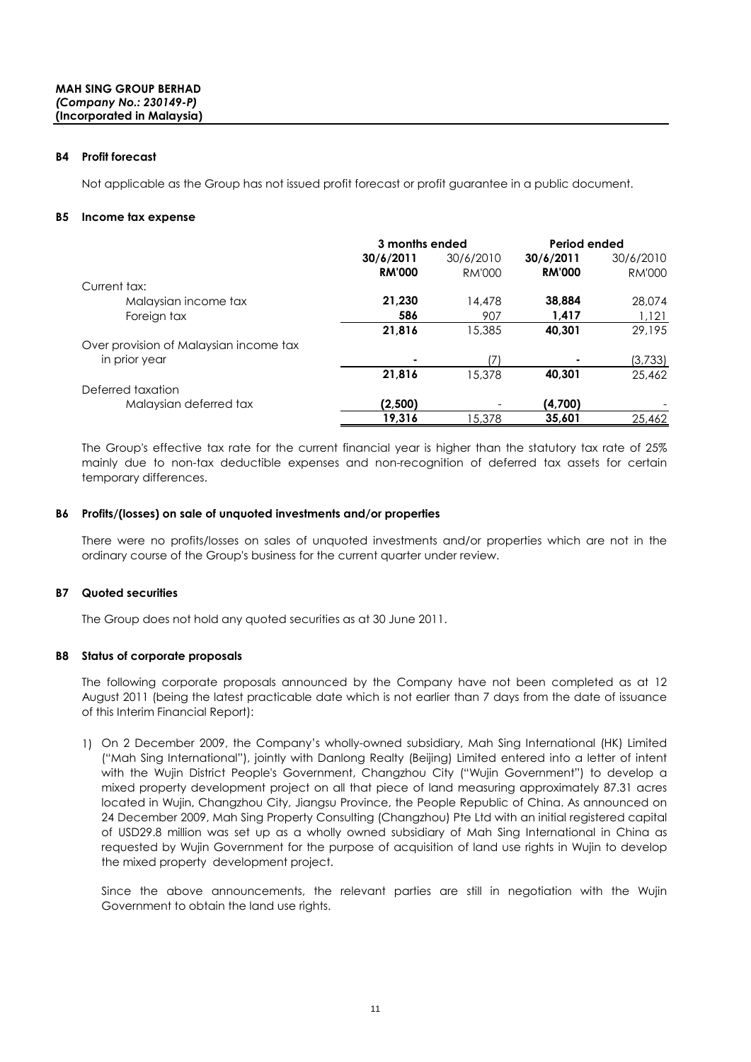**MAH SING GROUP BERHAD**
***(Company No.: 230149-P)***
**(Incorporated in Malaysia)**

**B4 Profit forecast**

Not applicable as the Group has not issued profit forecast or profit guarantee in a public document.

**B5 Income tax expense**

| | 3 months ended | | Period ended | |
|---|---|---|---|---|
| | **30/6/2011** | 30/6/2010 | **30/6/2011** | 30/6/2010 |
| | **RM'000** | RM'000 | **RM'000** | RM'000 |
| Current tax: | | | | |
| Malaysian income tax | **21,230** | 14,478 | **38,884** | 28,074 |
| Foreign tax | **586** | 907 | **1,417** | 1,121 |
| | **21,816** | 15,385 | **40,301** | 29,195 |
| Over provision of Malaysian income tax in prior year | **-** | (7) | **-** | (3,733) |
| | **21,816** | 15,378 | **40,301** | 25,462 |
| Deferred taxation | | | | |
| Malaysian deferred tax | **(2,500)** | - | **(4,700)** | - |
| | **19,316** | 15,378 | **35,601** | 25,462 |

The Group's effective tax rate for the current financial year is higher than the statutory tax rate of 25% mainly due to non-tax deductible expenses and non-recognition of deferred tax assets for certain temporary differences.

**B6 Profits/(losses) on sale of unquoted investments and/or properties**

There were no profits/losses on sales of unquoted investments and/or properties which are not in the ordinary course of the Group's business for the current quarter under review.

**B7 Quoted securities**

The Group does not hold any quoted securities as at 30 June 2011.

**B8 Status of corporate proposals**

The following corporate proposals announced by the Company have not been completed as at 12 August 2011 (being the latest practicable date which is not earlier than 7 days from the date of issuance of this Interim Financial Report):

1) On 2 December 2009, the Company's wholly-owned subsidiary, Mah Sing International (HK) Limited ("Mah Sing International"), jointly with Danlong Realty (Beijing) Limited entered into a letter of intent with the Wujin District People's Government, Changzhou City ("Wujin Government") to develop a mixed property development project on all that piece of land measuring approximately 87.31 acres located in Wujin, Changzhou City, Jiangsu Province, the People Republic of China. As announced on 24 December 2009, Mah Sing Property Consulting (Changzhou) Pte Ltd with an initial registered capital of USD29.8 million was set up as a wholly owned subsidiary of Mah Sing International in China as requested by Wujin Government for the purpose of acquisition of land use rights in Wujin to develop the mixed property development project.

   Since the above announcements, the relevant parties are still in negotiation with the Wujin Government to obtain the land use rights.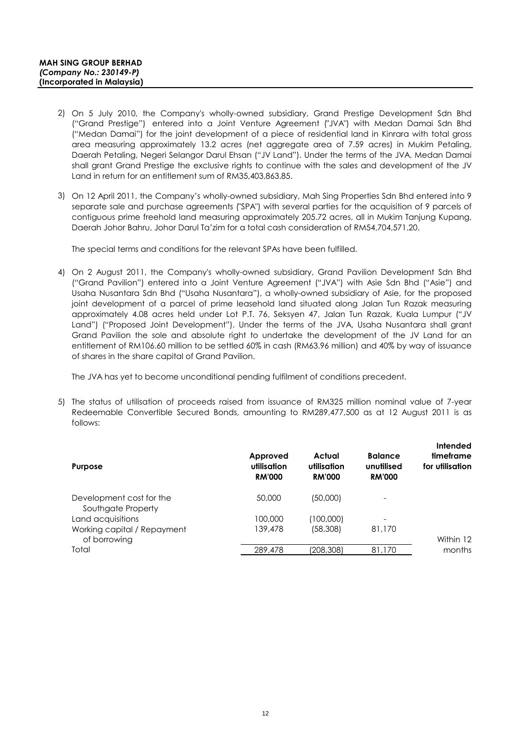**MAH SING GROUP BERHAD**
***(Company No.: 230149-P)***
**(Incorporated in Malaysia)**

2) On 5 July 2010, the Company's wholly-owned subsidiary, Grand Prestige Development Sdn Bhd ("Grand Prestige") entered into a Joint Venture Agreement ("JVA") with Medan Damai Sdn Bhd ("Medan Damai") for the joint development of a piece of residential land in Kinrara with total gross area measuring approximately 13.2 acres (net aggregate area of 7.59 acres) in Mukim Petaling, Daerah Petaling, Negeri Selangor Darul Ehsan ("JV Land"). Under the terms of the JVA, Medan Damai shall grant Grand Prestige the exclusive rights to continue with the sales and development of the JV Land in return for an entitlement sum of RM35,403,863.85.

3) On 12 April 2011, the Company's wholly-owned subsidiary, Mah Sing Properties Sdn Bhd entered into 9 separate sale and purchase agreements ("SPA") with several parties for the acquisition of 9 parcels of contiguous prime freehold land measuring approximately 205.72 acres, all in Mukim Tanjung Kupang, Daerah Johor Bahru, Johor Darul Ta'zim for a total cash consideration of RM54,704,571.20.

   The special terms and conditions for the relevant SPAs have been fulfilled.

4) On 2 August 2011, the Company's wholly-owned subsidiary, Grand Pavilion Development Sdn Bhd ("Grand Pavilion") entered into a Joint Venture Agreement ("JVA") with Asie Sdn Bhd ("Asie") and Usaha Nusantara Sdn Bhd ("Usaha Nusantara"), a wholly-owned subsidiary of Asie, for the proposed joint development of a parcel of prime leasehold land situated along Jalan Tun Razak measuring approximately 4.08 acres held under Lot P.T. 76, Seksyen 47, Jalan Tun Razak, Kuala Lumpur ("JV Land") ("Proposed Joint Development"). Under the terms of the JVA, Usaha Nusantara shall grant Grand Pavilion the sole and absolute right to undertake the development of the JV Land for an entitlement of RM106.60 million to be settled 60% in cash (RM63.96 million) and 40% by way of issuance of shares in the share capital of Grand Pavilion.

   The JVA has yet to become unconditional pending fulfilment of conditions precedent.

5) The status of utilisation of proceeds raised from issuance of RM325 million nominal value of 7-year Redeemable Convertible Secured Bonds, amounting to RM289,477,500 as at 12 August 2011 is as follows:

| Purpose | Approved utilisation RM'000 | Actual utilisation RM'000 | Balance unutilised RM'000 | Intended timeframe for utilisation |
|---|---|---|---|---|
| Development cost for the Southgate Property | 50,000 | (50,000) | - | |
| Land acquisitions | 100,000 | (100,000) | - | |
| Working capital / Repayment of borrowing | 139,478 | (58,308) | 81,170 | Within 12 months |
| Total | 289,478 | (208,308) | 81,170 | |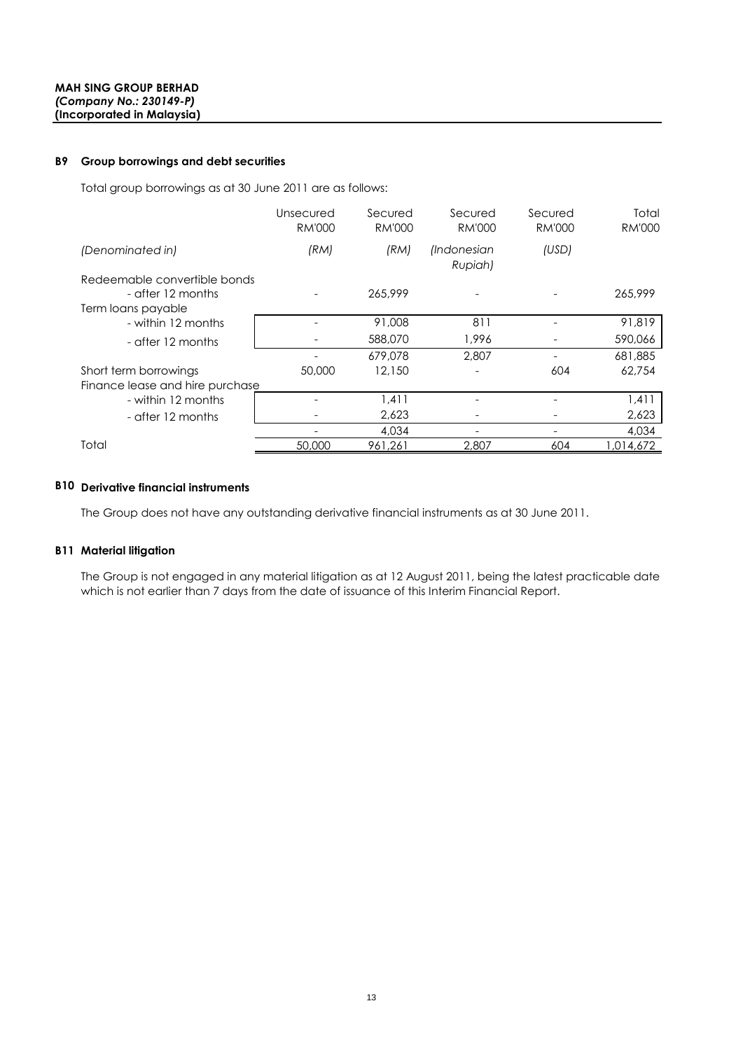**MAH SING GROUP BERHAD**
***(Company No.: 230149-P)***
**(Incorporated in Malaysia)**

### B9 Group borrowings and debt securities

Total group borrowings as at 30 June 2011 are as follows:

| | Unsecured RM'000 | Secured RM'000 | Secured RM'000 | Secured RM'000 | Total RM'000 |
|---|---|---|---|---|---|
| *(Denominated in)* | *(RM)* | *(RM)* | *(Indonesian Rupiah)* | *(USD)* | |
| Redeemable convertible bonds | | | | | |
| - after 12 months | - | 265,999 | - | - | 265,999 |
| Term loans payable | | | | | |
| - within 12 months | - | 91,008 | 811 | - | 91,819 |
| - after 12 months | - | 588,070 | 1,996 | - | 590,066 |
| | - | 679,078 | 2,807 | - | 681,885 |
| Short term borrowings | 50,000 | 12,150 | - | 604 | 62,754 |
| Finance lease and hire purchase | | | | | |
| - within 12 months | - | 1,411 | - | - | 1,411 |
| - after 12 months | - | 2,623 | - | - | 2,623 |
| | - | 4,034 | - | - | 4,034 |
| Total | 50,000 | 961,261 | 2,807 | 604 | 1,014,672 |

### B10 Derivative financial instruments

The Group does not have any outstanding derivative financial instruments as at 30 June 2011.

### B11 Material litigation

The Group is not engaged in any material litigation as at 12 August 2011, being the latest practicable date which is not earlier than 7 days from the date of issuance of this Interim Financial Report.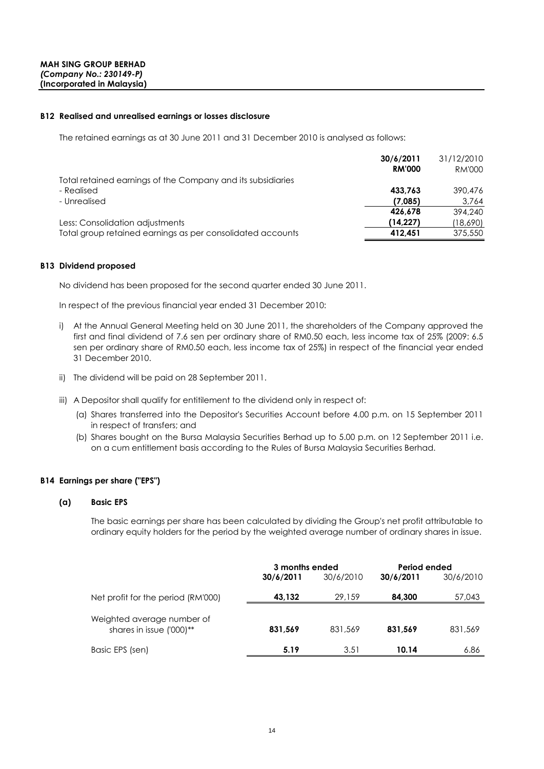**MAH SING GROUP BERHAD**
***(Company No.: 230149-P)***
**(Incorporated in Malaysia)**

### B12 Realised and unrealised earnings or losses disclosure

The retained earnings as at 30 June 2011 and 31 December 2010 is analysed as follows:

| | 30/6/2011 | 31/12/2010 |
|---|---|---|
| | RM'000 | RM'000 |
| Total retained earnings of the Company and its subsidiaries | | |
| - Realised | 433,763 | 390,476 |
| - Unrealised | (7,085) | 3,764 |
| | 426,678 | 394,240 |
| Less: Consolidation adjustments | (14,227) | (18,690) |
| Total group retained earnings as per consolidated accounts | 412,451 | 375,550 |

### B13 Dividend proposed

No dividend has been proposed for the second quarter ended 30 June 2011.

In respect of the previous financial year ended 31 December 2010:

i) At the Annual General Meeting held on 30 June 2011, the shareholders of the Company approved the first and final dividend of 7.6 sen per ordinary share of RM0.50 each, less income tax of 25% (2009: 6.5 sen per ordinary share of RM0.50 each, less income tax of 25%) in respect of the financial year ended 31 December 2010.

ii) The dividend will be paid on 28 September 2011.

iii) A Depositor shall qualify for entitilement to the dividend only in respect of:

(a) Shares transferred into the Depositor's Securities Account before 4.00 p.m. on 15 September 2011 in respect of transfers; and

(b) Shares bought on the Bursa Malaysia Securities Berhad up to 5.00 p.m. on 12 September 2011 i.e. on a cum entitlement basis according to the Rules of Bursa Malaysia Securities Berhad.

### B14 Earnings per share ("EPS")

#### (a) Basic EPS

The basic earnings per share has been calculated by dividing the Group's net profit attributable to ordinary equity holders for the period by the weighted average number of ordinary shares in issue.

| | 3 months ended | | Period ended | |
|---|---|---|---|---|
| | 30/6/2011 | 30/6/2010 | 30/6/2011 | 30/6/2010 |
| Net profit for the period (RM'000) | 43,132 | 29,159 | 84,300 | 57,043 |
| Weighted average number of shares in issue ('000)** | 831,569 | 831,569 | 831,569 | 831,569 |
| Basic EPS (sen) | 5.19 | 3.51 | 10.14 | 6.86 |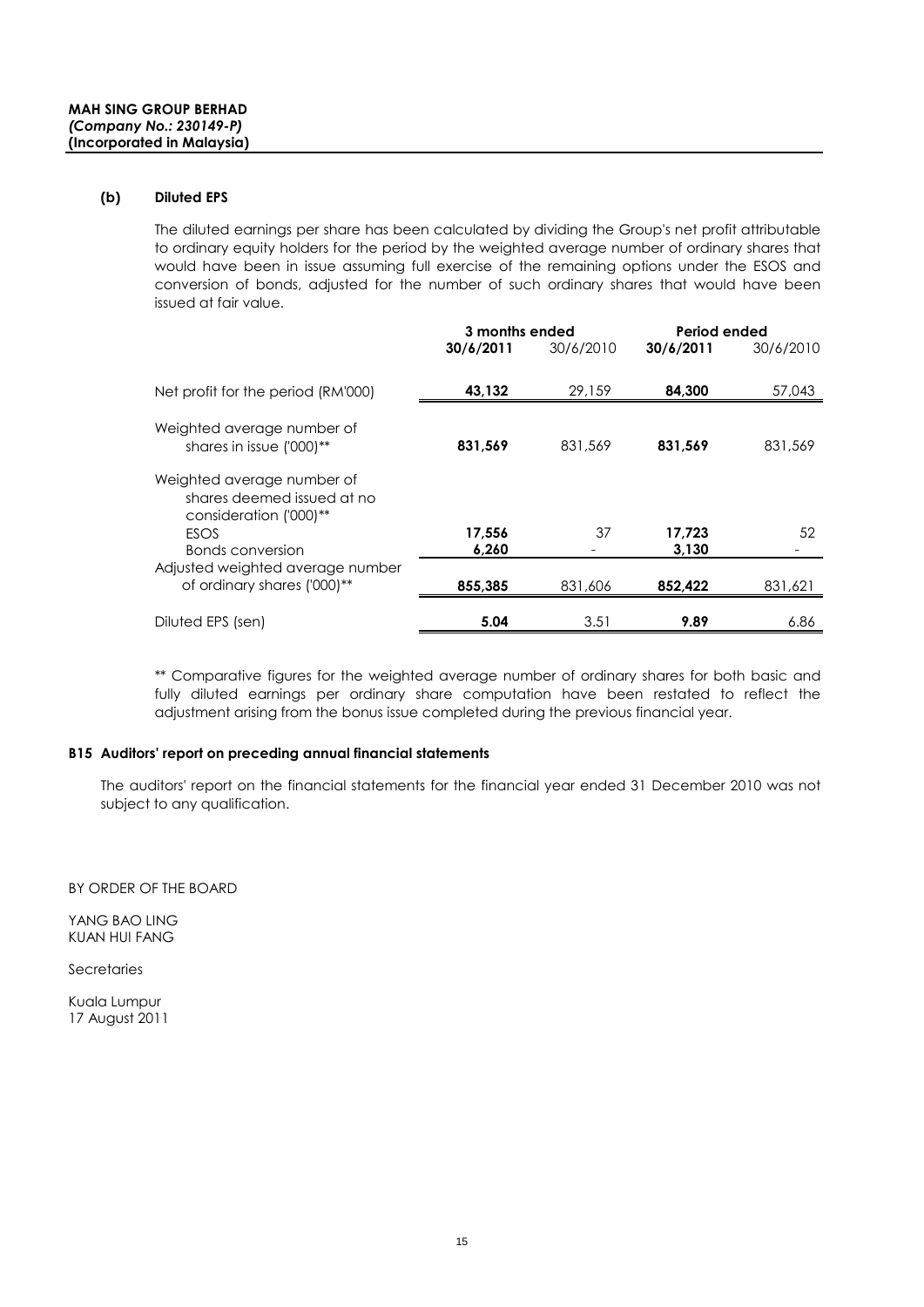**MAH SING GROUP BERHAD**
***(Company No.: 230149-P)***
**(Incorporated in Malaysia)**

**(b) Diluted EPS**

The diluted earnings per share has been calculated by dividing the Group's net profit attributable to ordinary equity holders for the period by the weighted average number of ordinary shares that would have been in issue assuming full exercise of the remaining options under the ESOS and conversion of bonds, adjusted for the number of such ordinary shares that would have been issued at fair value.

| | **3 months ended** | | **Period ended** | |
|---|---|---|---|---|
| | **30/6/2011** | 30/6/2010 | **30/6/2011** | 30/6/2010 |
| Net profit for the period (RM'000) | **43,132** | 29,159 | **84,300** | 57,043 |
| Weighted average number of shares in issue ('000)** | **831,569** | 831,569 | **831,569** | 831,569 |
| Weighted average number of shares deemed issued at no consideration ('000)** | | | | |
| ESOS | **17,556** | 37 | **17,723** | 52 |
| Bonds conversion | **6,260** | - | **3,130** | - |
| Adjusted weighted average number of ordinary shares ('000)** | **855,385** | 831,606 | **852,422** | 831,621 |
| Diluted EPS (sen) | **5.04** | 3.51 | **9.89** | 6.86 |

** Comparative figures for the weighted average number of ordinary shares for both basic and fully diluted earnings per ordinary share computation have been restated to reflect the adjustment arising from the bonus issue completed during the previous financial year.

**B15 Auditors' report on preceding annual financial statements**

The auditors' report on the financial statements for the financial year ended 31 December 2010 was not subject to any qualification.

BY ORDER OF THE BOARD

YANG BAO LING
KUAN HUI FANG

Secretaries

Kuala Lumpur
17 August 2011